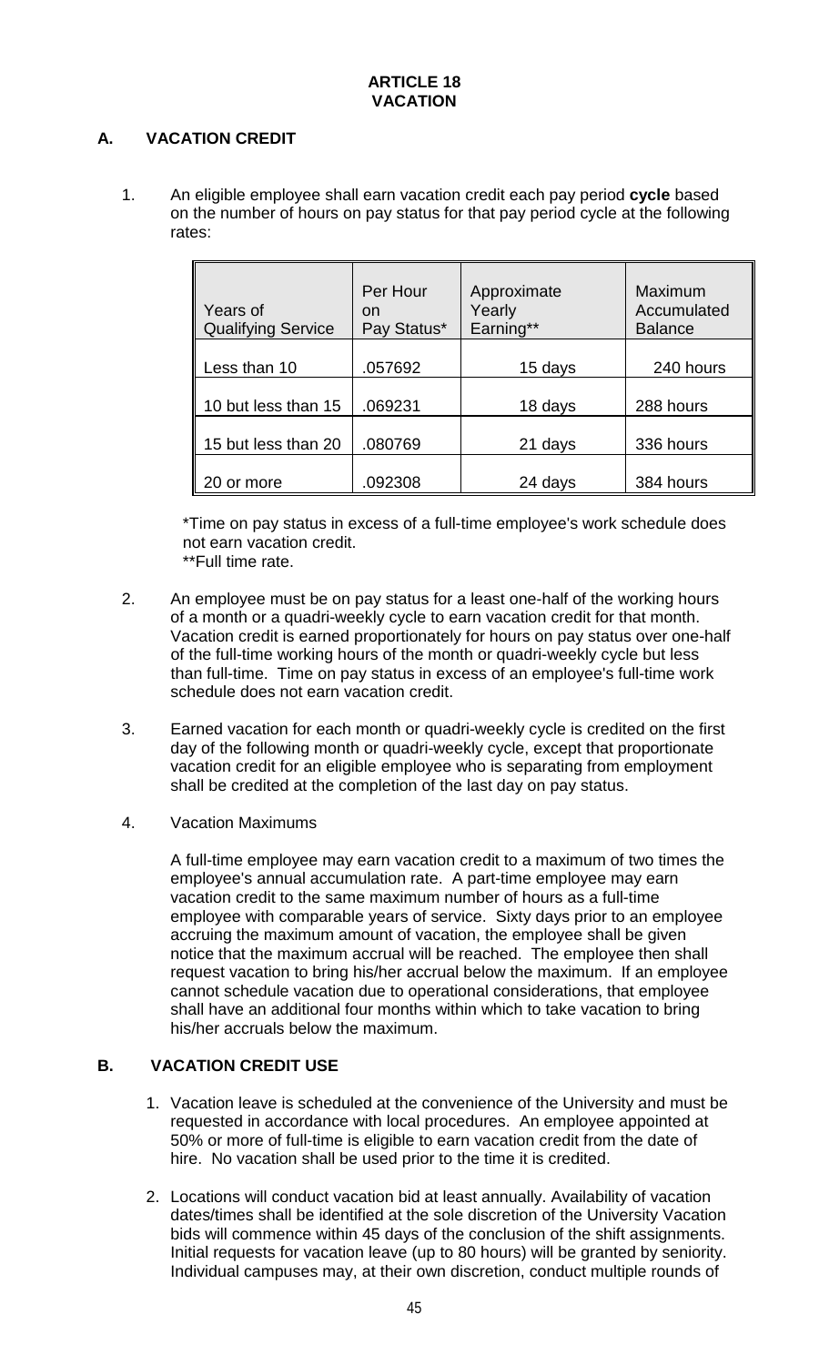# ARTICLE 18
# VACATION

## A. VACATION CREDIT

1. An eligible employee shall earn vacation credit each pay period **cycle** based on the number of hours on pay status for that pay period cycle at the following rates:

| Years of Qualifying Service | Per Hour on Pay Status* | Approximate Yearly Earning** | Maximum Accumulated Balance |
|---|---|---|---|
| Less than 10 | .057692 | 15 days | 240 hours |
| 10 but less than 15 | .069231 | 18 days | 288 hours |
| 15 but less than 20 | .080769 | 21 days | 336 hours |
| 20 or more | .092308 | 24 days | 384 hours |

*Time on pay status in excess of a full-time employee's work schedule does not earn vacation credit.
**Full time rate.

2. An employee must be on pay status for a least one-half of the working hours of a month or a quadri-weekly cycle to earn vacation credit for that month. Vacation credit is earned proportionately for hours on pay status over one-half of the full-time working hours of the month or quadri-weekly cycle but less than full-time. Time on pay status in excess of an employee's full-time work schedule does not earn vacation credit.

3. Earned vacation for each month or quadri-weekly cycle is credited on the first day of the following month or quadri-weekly cycle, except that proportionate vacation credit for an eligible employee who is separating from employment shall be credited at the completion of the last day on pay status.

4. Vacation Maximums

   A full-time employee may earn vacation credit to a maximum of two times the employee's annual accumulation rate. A part-time employee may earn vacation credit to the same maximum number of hours as a full-time employee with comparable years of service. Sixty days prior to an employee accruing the maximum amount of vacation, the employee shall be given notice that the maximum accrual will be reached. The employee then shall request vacation to bring his/her accrual below the maximum. If an employee cannot schedule vacation due to operational considerations, that employee shall have an additional four months within which to take vacation to bring his/her accruals below the maximum.

## B. VACATION CREDIT USE

1. Vacation leave is scheduled at the convenience of the University and must be requested in accordance with local procedures. An employee appointed at 50% or more of full-time is eligible to earn vacation credit from the date of hire. No vacation shall be used prior to the time it is credited.

2. Locations will conduct vacation bid at least annually. Availability of vacation dates/times shall be identified at the sole discretion of the University Vacation bids will commence within 45 days of the conclusion of the shift assignments. Initial requests for vacation leave (up to 80 hours) will be granted by seniority. Individual campuses may, at their own discretion, conduct multiple rounds of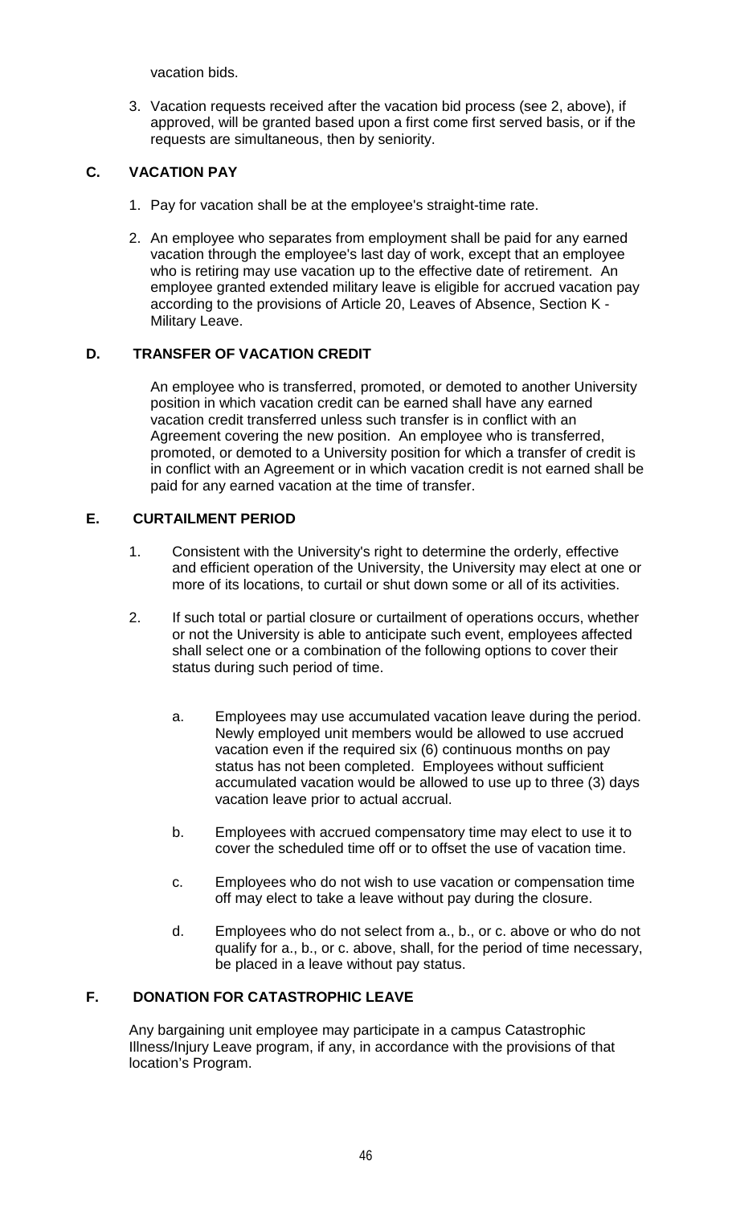vacation bids.

3. Vacation requests received after the vacation bid process (see 2, above), if approved, will be granted based upon a first come first served basis, or if the requests are simultaneous, then by seniority.

## C. VACATION PAY

1. Pay for vacation shall be at the employee's straight-time rate.

2. An employee who separates from employment shall be paid for any earned vacation through the employee's last day of work, except that an employee who is retiring may use vacation up to the effective date of retirement. An employee granted extended military leave is eligible for accrued vacation pay according to the provisions of Article 20, Leaves of Absence, Section K - Military Leave.

## D. TRANSFER OF VACATION CREDIT

An employee who is transferred, promoted, or demoted to another University position in which vacation credit can be earned shall have any earned vacation credit transferred unless such transfer is in conflict with an Agreement covering the new position. An employee who is transferred, promoted, or demoted to a University position for which a transfer of credit is in conflict with an Agreement or in which vacation credit is not earned shall be paid for any earned vacation at the time of transfer.

## E. CURTAILMENT PERIOD

1. Consistent with the University's right to determine the orderly, effective and efficient operation of the University, the University may elect at one or more of its locations, to curtail or shut down some or all of its activities.

2. If such total or partial closure or curtailment of operations occurs, whether or not the University is able to anticipate such event, employees affected shall select one or a combination of the following options to cover their status during such period of time.

   a. Employees may use accumulated vacation leave during the period. Newly employed unit members would be allowed to use accrued vacation even if the required six (6) continuous months on pay status has not been completed. Employees without sufficient accumulated vacation would be allowed to use up to three (3) days vacation leave prior to actual accrual.

   b. Employees with accrued compensatory time may elect to use it to cover the scheduled time off or to offset the use of vacation time.

   c. Employees who do not wish to use vacation or compensation time off may elect to take a leave without pay during the closure.

   d. Employees who do not select from a., b., or c. above or who do not qualify for a., b., or c. above, shall, for the period of time necessary, be placed in a leave without pay status.

## F. DONATION FOR CATASTROPHIC LEAVE

Any bargaining unit employee may participate in a campus Catastrophic Illness/Injury Leave program, if any, in accordance with the provisions of that location's Program.